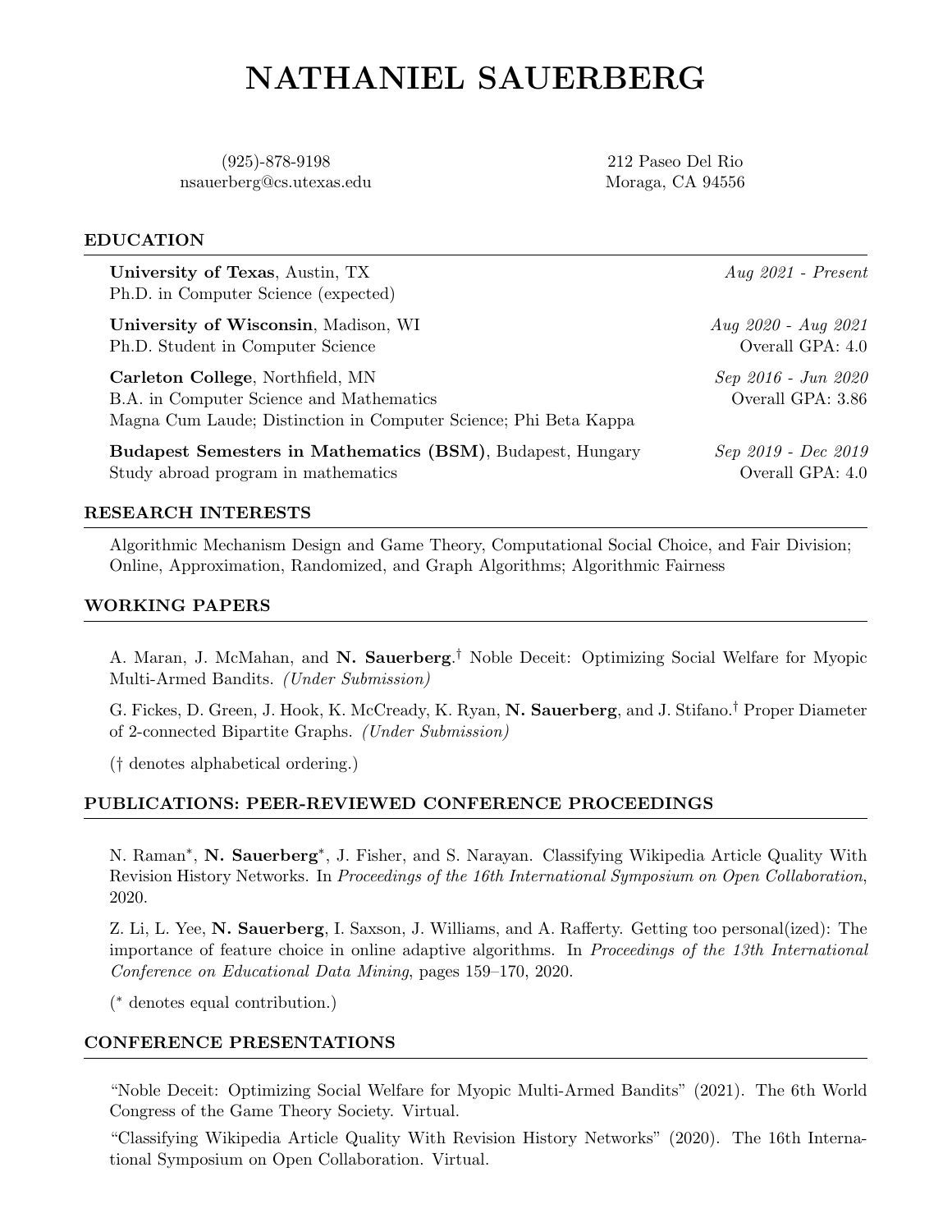# NATHANIEL SAUERBERG

(925)-878-9198
nsauerberg@cs.utexas.edu

212 Paseo Del Rio
Moraga, CA 94556

## EDUCATION

**University of Texas**, Austin, TX — *Aug 2021 - Present*
Ph.D. in Computer Science (expected)

**University of Wisconsin**, Madison, WI — *Aug 2020 - Aug 2021*
Ph.D. Student in Computer Science — Overall GPA: 4.0

**Carleton College**, Northfield, MN — *Sep 2016 - Jun 2020*
B.A. in Computer Science and Mathematics — Overall GPA: 3.86
Magna Cum Laude; Distinction in Computer Science; Phi Beta Kappa

**Budapest Semesters in Mathematics (BSM)**, Budapest, Hungary — *Sep 2019 - Dec 2019*
Study abroad program in mathematics — Overall GPA: 4.0

## RESEARCH INTERESTS

Algorithmic Mechanism Design and Game Theory, Computational Social Choice, and Fair Division; Online, Approximation, Randomized, and Graph Algorithms; Algorithmic Fairness

## WORKING PAPERS

A. Maran, J. McMahan, and **N. Sauerberg**.† Noble Deceit: Optimizing Social Welfare for Myopic Multi-Armed Bandits. *(Under Submission)*

G. Fickes, D. Green, J. Hook, K. McCready, K. Ryan, **N. Sauerberg**, and J. Stifano.† Proper Diameter of 2-connected Bipartite Graphs. *(Under Submission)*

(† denotes alphabetical ordering.)

## PUBLICATIONS: PEER-REVIEWED CONFERENCE PROCEEDINGS

N. Raman*, **N. Sauerberg***, J. Fisher, and S. Narayan. Classifying Wikipedia Article Quality With Revision History Networks. In *Proceedings of the 16th International Symposium on Open Collaboration*, 2020.

Z. Li, L. Yee, **N. Sauerberg**, I. Saxson, J. Williams, and A. Rafferty. Getting too personal(ized): The importance of feature choice in online adaptive algorithms. In *Proceedings of the 13th International Conference on Educational Data Mining*, pages 159–170, 2020.

(* denotes equal contribution.)

## CONFERENCE PRESENTATIONS

"Noble Deceit: Optimizing Social Welfare for Myopic Multi-Armed Bandits" (2021). The 6th World Congress of the Game Theory Society. Virtual.

"Classifying Wikipedia Article Quality With Revision History Networks" (2020). The 16th International Symposium on Open Collaboration. Virtual.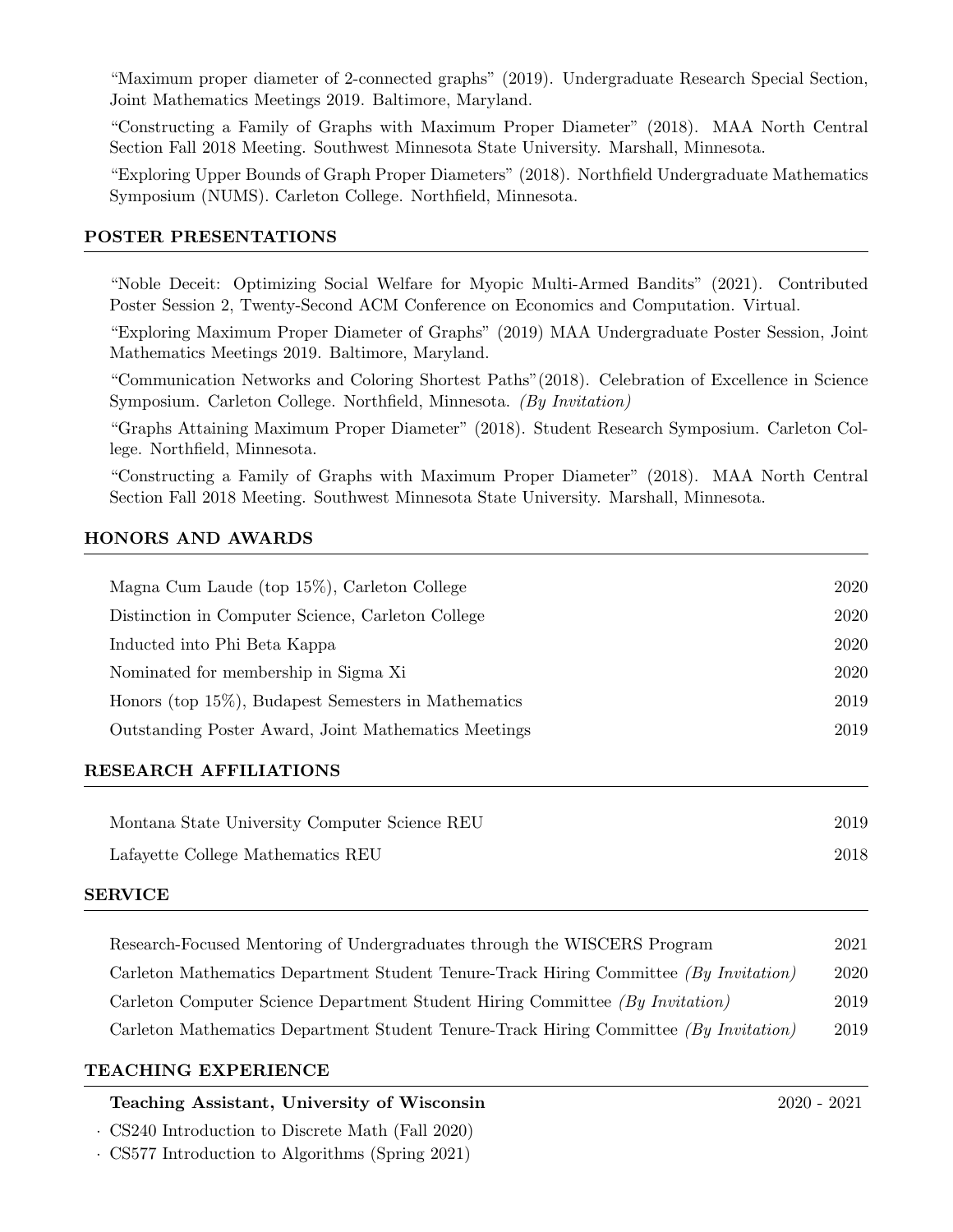"Maximum proper diameter of 2-connected graphs" (2019). Undergraduate Research Special Section, Joint Mathematics Meetings 2019. Baltimore, Maryland.

"Constructing a Family of Graphs with Maximum Proper Diameter" (2018). MAA North Central Section Fall 2018 Meeting. Southwest Minnesota State University. Marshall, Minnesota.

"Exploring Upper Bounds of Graph Proper Diameters" (2018). Northfield Undergraduate Mathematics Symposium (NUMS). Carleton College. Northfield, Minnesota.

## POSTER PRESENTATIONS

"Noble Deceit: Optimizing Social Welfare for Myopic Multi-Armed Bandits" (2021). Contributed Poster Session 2, Twenty-Second ACM Conference on Economics and Computation. Virtual.

"Exploring Maximum Proper Diameter of Graphs" (2019) MAA Undergraduate Poster Session, Joint Mathematics Meetings 2019. Baltimore, Maryland.

"Communication Networks and Coloring Shortest Paths"(2018). Celebration of Excellence in Science Symposium. Carleton College. Northfield, Minnesota. *(By Invitation)*

"Graphs Attaining Maximum Proper Diameter" (2018). Student Research Symposium. Carleton College. Northfield, Minnesota.

"Constructing a Family of Graphs with Maximum Proper Diameter" (2018). MAA North Central Section Fall 2018 Meeting. Southwest Minnesota State University. Marshall, Minnesota.

## HONORS AND AWARDS

| | |
|---|---|
| Magna Cum Laude (top 15%), Carleton College | 2020 |
| Distinction in Computer Science, Carleton College | 2020 |
| Inducted into Phi Beta Kappa | 2020 |
| Nominated for membership in Sigma Xi | 2020 |
| Honors (top 15%), Budapest Semesters in Mathematics | 2019 |
| Outstanding Poster Award, Joint Mathematics Meetings | 2019 |

## RESEARCH AFFILIATIONS

| | |
|---|---|
| Montana State University Computer Science REU | 2019 |
| Lafayette College Mathematics REU | 2018 |

## SERVICE

| | |
|---|---|
| Research-Focused Mentoring of Undergraduates through the WISCERS Program | 2021 |
| Carleton Mathematics Department Student Tenure-Track Hiring Committee *(By Invitation)* | 2020 |
| Carleton Computer Science Department Student Hiring Committee *(By Invitation)* | 2019 |
| Carleton Mathematics Department Student Tenure-Track Hiring Committee *(By Invitation)* | 2019 |

## TEACHING EXPERIENCE

**Teaching Assistant, University of Wisconsin** 2020 - 2021

- CS240 Introduction to Discrete Math (Fall 2020)
- CS577 Introduction to Algorithms (Spring 2021)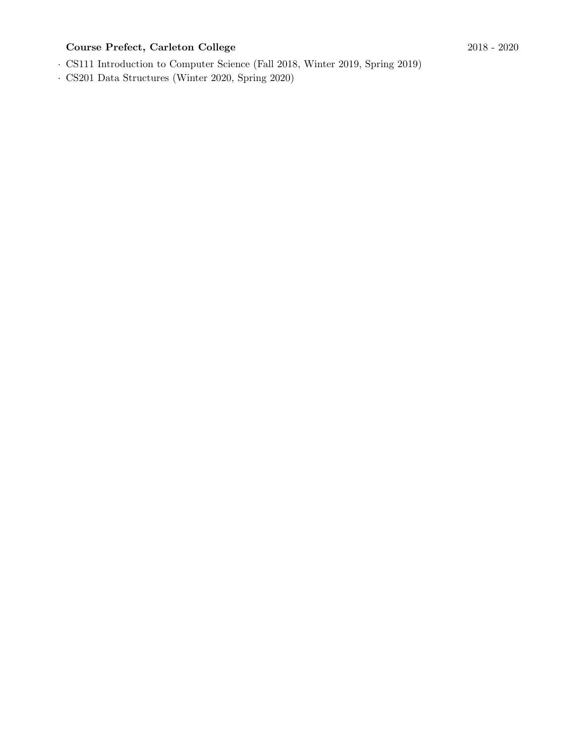**Course Prefect, Carleton College** 2018 - 2020

- CS111 Introduction to Computer Science (Fall 2018, Winter 2019, Spring 2019)
- CS201 Data Structures (Winter 2020, Spring 2020)